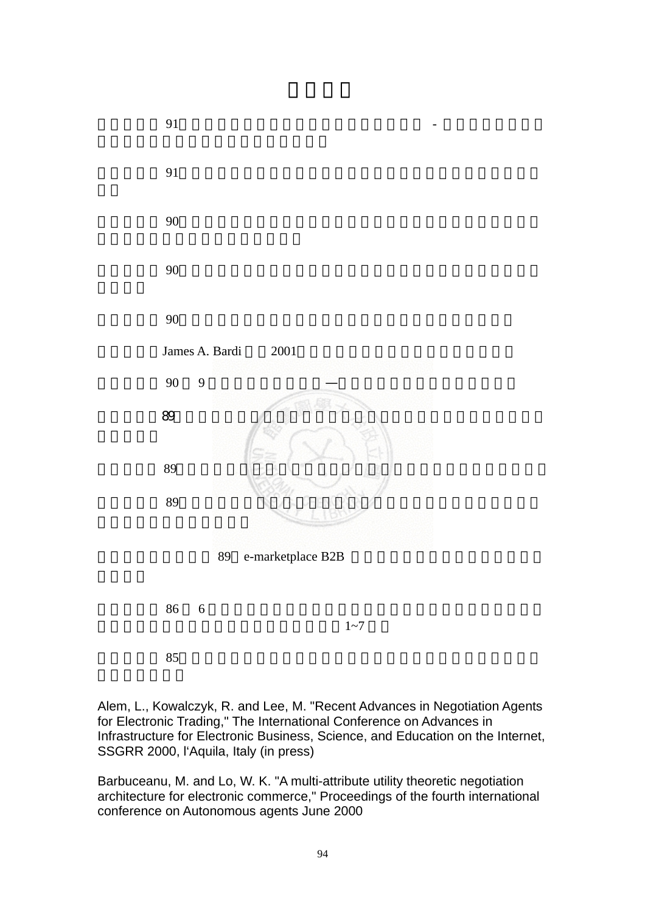91 -

91

90

90

90

James A. Bardi 2001

90 9 —

89

89

89

89 e-marketplace B2B

86 6 1~7

85

Alem, L., Kowalczyk, R. and Lee, M. "Recent Advances in Negotiation Agents for Electronic Trading," The International Conference on Advances in Infrastructure for Electronic Business, Science, and Education on the Internet, SSGRR 2000, l'Aquila, Italy (in press)

Barbuceanu, M. and Lo, W. K. "A multi-attribute utility theoretic negotiation architecture for electronic commerce," Proceedings of the fourth international conference on Autonomous agents June 2000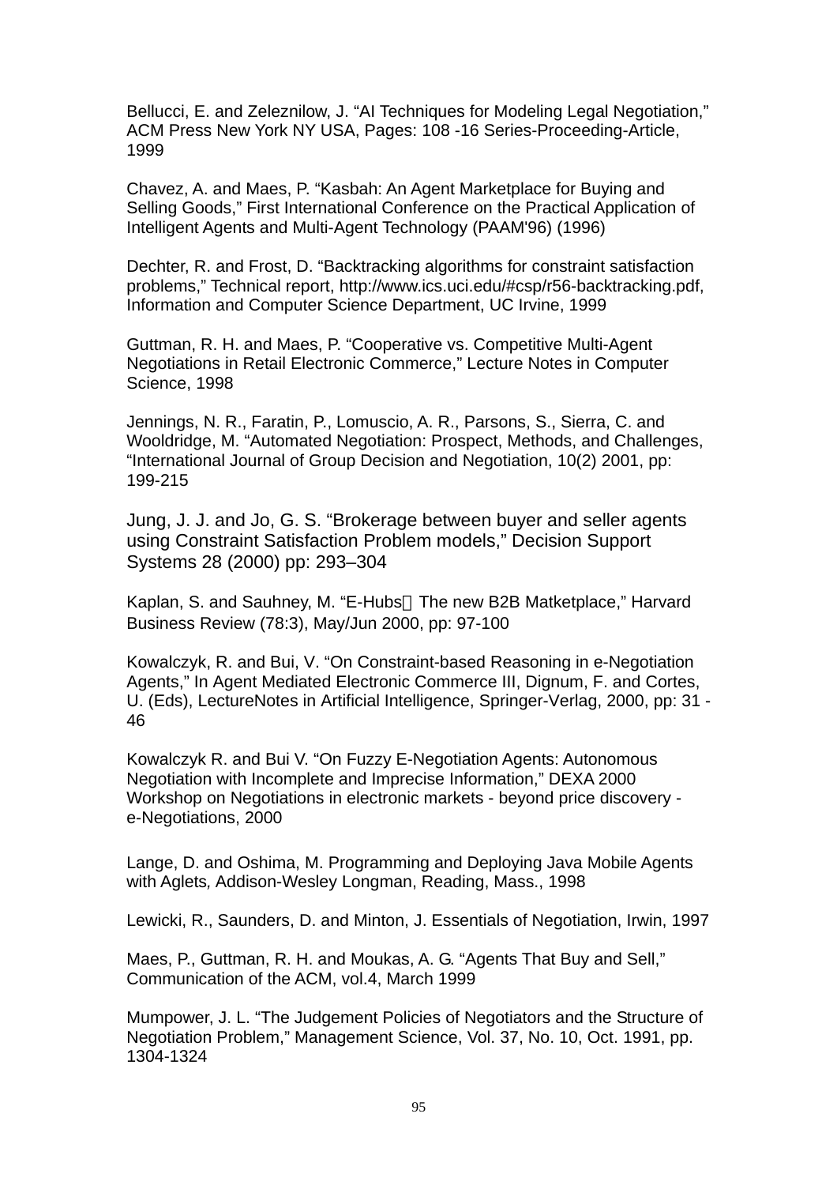Bellucci, E. and Zeleznilow, J. “AI Techniques for Modeling Legal Negotiation,” ACM Press New York NY USA, Pages: 108 -16 Series-Proceeding-Article, 1999

Chavez, A. and Maes, P. “Kasbah: An Agent Marketplace for Buying and Selling Goods,” First International Conference on the Practical Application of Intelligent Agents and Multi-Agent Technology (PAAM'96) (1996)

Dechter, R. and Frost, D. “Backtracking algorithms for constraint satisfaction problems,” Technical report, http://www.ics.uci.edu/#csp/r56-backtracking.pdf, Information and Computer Science Department, UC Irvine, 1999

Guttman, R. H. and Maes, P. “Cooperative vs. Competitive Multi-Agent Negotiations in Retail Electronic Commerce,” Lecture Notes in Computer Science, 1998

Jennings, N. R., Faratin, P., Lomuscio, A. R., Parsons, S., Sierra, C. and Wooldridge, M. “Automated Negotiation: Prospect, Methods, and Challenges, “International Journal of Group Decision and Negotiation, 10(2) 2001, pp: 199-215

Jung, J. J. and Jo, G. S. “Brokerage between buyer and seller agents using Constraint Satisfaction Problem models,” Decision Support Systems 28 (2000) pp: 293–304

Kaplan, S. and Sauhney, M. “E-Hubs：The new B2B Matketplace,” Harvard Business Review (78:3), May/Jun 2000, pp: 97-100

Kowalczyk, R. and Bui, V. “On Constraint-based Reasoning in e-Negotiation Agents,” In Agent Mediated Electronic Commerce III, Dignum, F. and Cortes, U. (Eds), LectureNotes in Artificial Intelligence, Springer-Verlag, 2000, pp: 31 - 46

Kowalczyk R. and Bui V. “On Fuzzy E-Negotiation Agents: Autonomous Negotiation with Incomplete and Imprecise Information,” DEXA 2000 Workshop on Negotiations in electronic markets - beyond price discovery - e-Negotiations, 2000

Lange, D. and Oshima, M. Programming and Deploying Java Mobile Agents with Aglets*,* Addison-Wesley Longman, Reading, Mass., 1998

Lewicki, R., Saunders, D. and Minton, J. Essentials of Negotiation, Irwin, 1997

Maes, P., Guttman, R. H. and Moukas, A. G. “Agents That Buy and Sell,” Communication of the ACM, vol.4, March 1999

Mumpower, J. L. “The Judgement Policies of Negotiators and the Structure of Negotiation Problem,” Management Science, Vol. 37, No. 10, Oct. 1991, pp. 1304-1324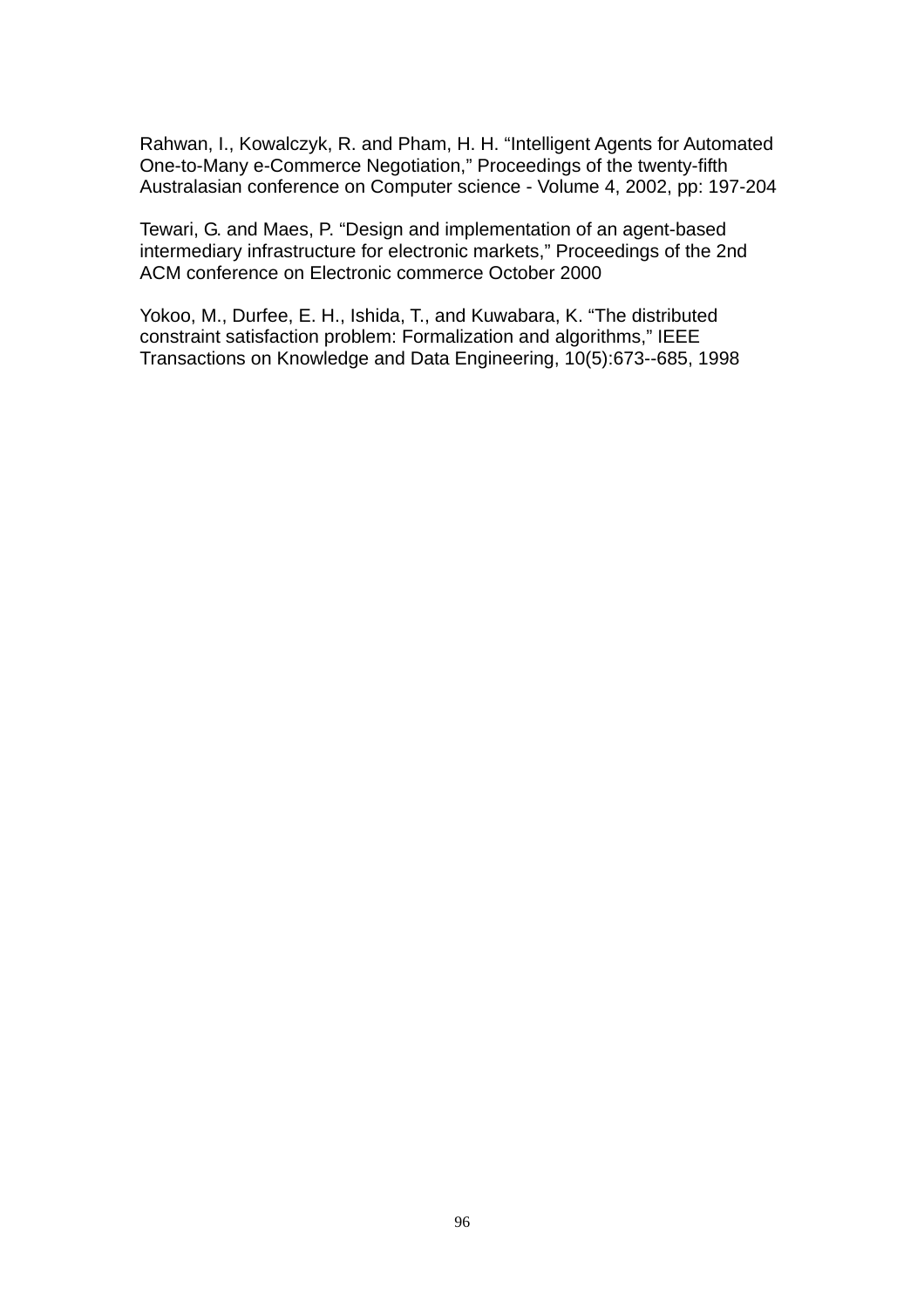Rahwan, I., Kowalczyk, R. and Pham, H. H. “Intelligent Agents for Automated One-to-Many e-Commerce Negotiation,” Proceedings of the twenty-fifth Australasian conference on Computer science - Volume 4, 2002, pp: 197-204

Tewari, G. and Maes, P. “Design and implementation of an agent-based intermediary infrastructure for electronic markets,” Proceedings of the 2nd ACM conference on Electronic commerce October 2000

Yokoo, M., Durfee, E. H., Ishida, T., and Kuwabara, K. “The distributed constraint satisfaction problem: Formalization and algorithms,” IEEE Transactions on Knowledge and Data Engineering, 10(5):673--685, 1998